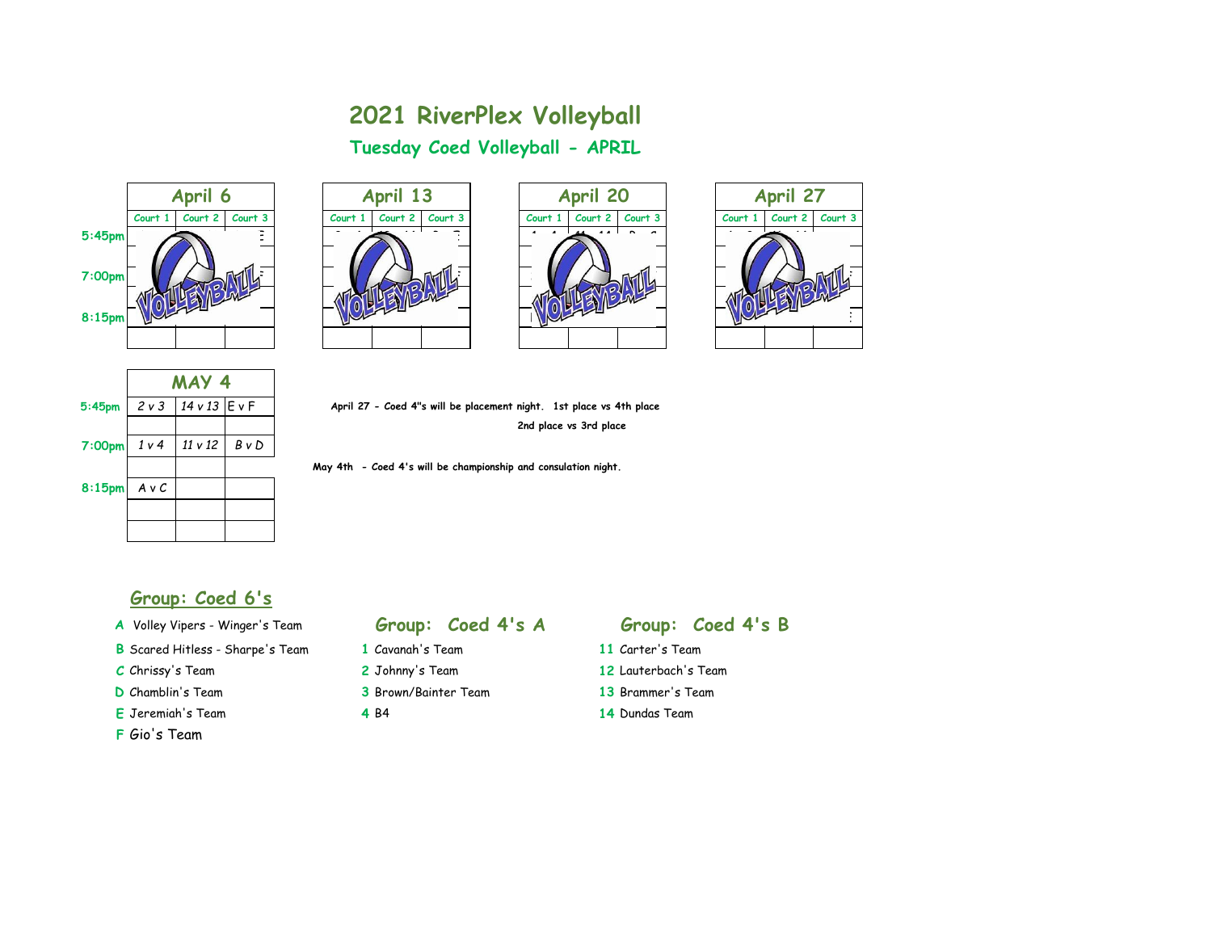# 2021 RiverPlex Volleyball

## Tuesday Coed Volleyball - APRIL

| | April 6 | | |
|---|---|---|---|
| | Court 1 | Court 2 | Court 3 |
| 5:45pm | | | |
| | | | |
| 7:00pm | | | |
| | | | |
| 8:15pm | | | |
| | | | |

| April 13 | | |
|---|---|---|
| Court 1 | Court 2 | Court 3 |
| | | |
| | | |
| | | |
| | | |
| | | |
| | | |

| April 20 | | |
|---|---|---|
| Court 1 | Court 2 | Court 3 |
| | | |
| | | |
| | | |
| | | |
| | | |
| | | |

| April 27 | | |
|---|---|---|
| Court 1 | Court 2 | Court 3 |
| | | |
| | | |
| | | |
| | | |
| | | |
| | | |

| | MAY 4 | | |
|---|---|---|---|
| 5:45pm | *2 v 3* | *14 v 13* | E v F |
| | | | |
| 7:00pm | *1 v 4* | *11 v 12* | *B v D* |
| | | | |
| 8:15pm | *A v C* | | |
| | | | |
| | | | |

**April 27 - Coed 4"s will be placement night. 1st place vs 4th place**
**2nd place vs 3rd place**

**May 4th - Coed 4's will be championship and consulation night.**

## Group: Coed 6's

- **A** Volley Vipers - Winger's Team
- **B** Scared Hitless - Sharpe's Team
- **C** Chrissy's Team
- **D** Chamblin's Team
- **E** Jeremiah's Team
- **F** Gio's Team

## Group: Coed 4's A

1. Cavanah's Team
2. Johnny's Team
3. Brown/Bainter Team
4. B4

## Group: Coed 4's B

- **11** Carter's Team
- **12** Lauterbach's Team
- **13** Brammer's Team
- **14** Dundas Team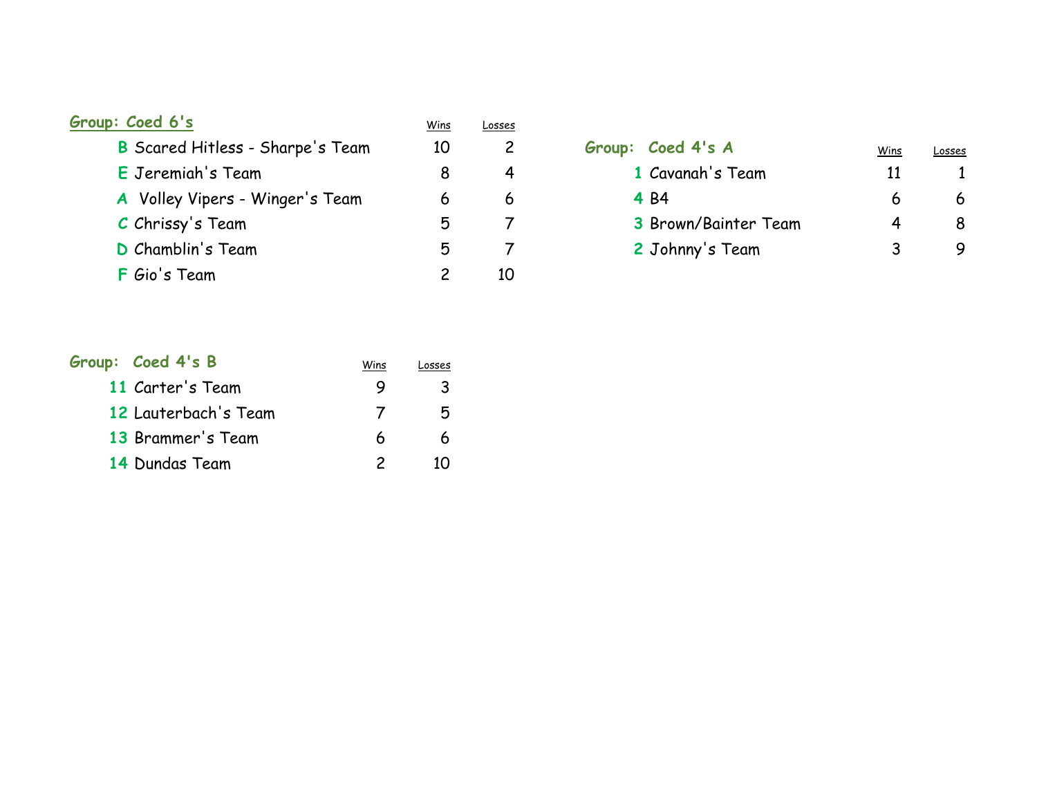## Group: Coed 6's

| | | Wins | Losses |
|---|---|---|---|
| B | Scared Hitless - Sharpe's Team | 10 | 2 |
| E | Jeremiah's Team | 8 | 4 |
| A | Volley Vipers - Winger's Team | 6 | 6 |
| C | Chrissy's Team | 5 | 7 |
| D | Chamblin's Team | 5 | 7 |
| F | Gio's Team | 2 | 10 |

## Group: Coed 4's A

| | | Wins | Losses |
|---|---|---|---|
| 1 | Cavanah's Team | 11 | 1 |
| 4 | B4 | 6 | 6 |
| 3 | Brown/Bainter Team | 4 | 8 |
| 2 | Johnny's Team | 3 | 9 |

## Group: Coed 4's B

| | | Wins | Losses |
|---|---|---|---|
| 11 | Carter's Team | 9 | 3 |
| 12 | Lauterbach's Team | 7 | 5 |
| 13 | Brammer's Team | 6 | 6 |
| 14 | Dundas Team | 2 | 10 |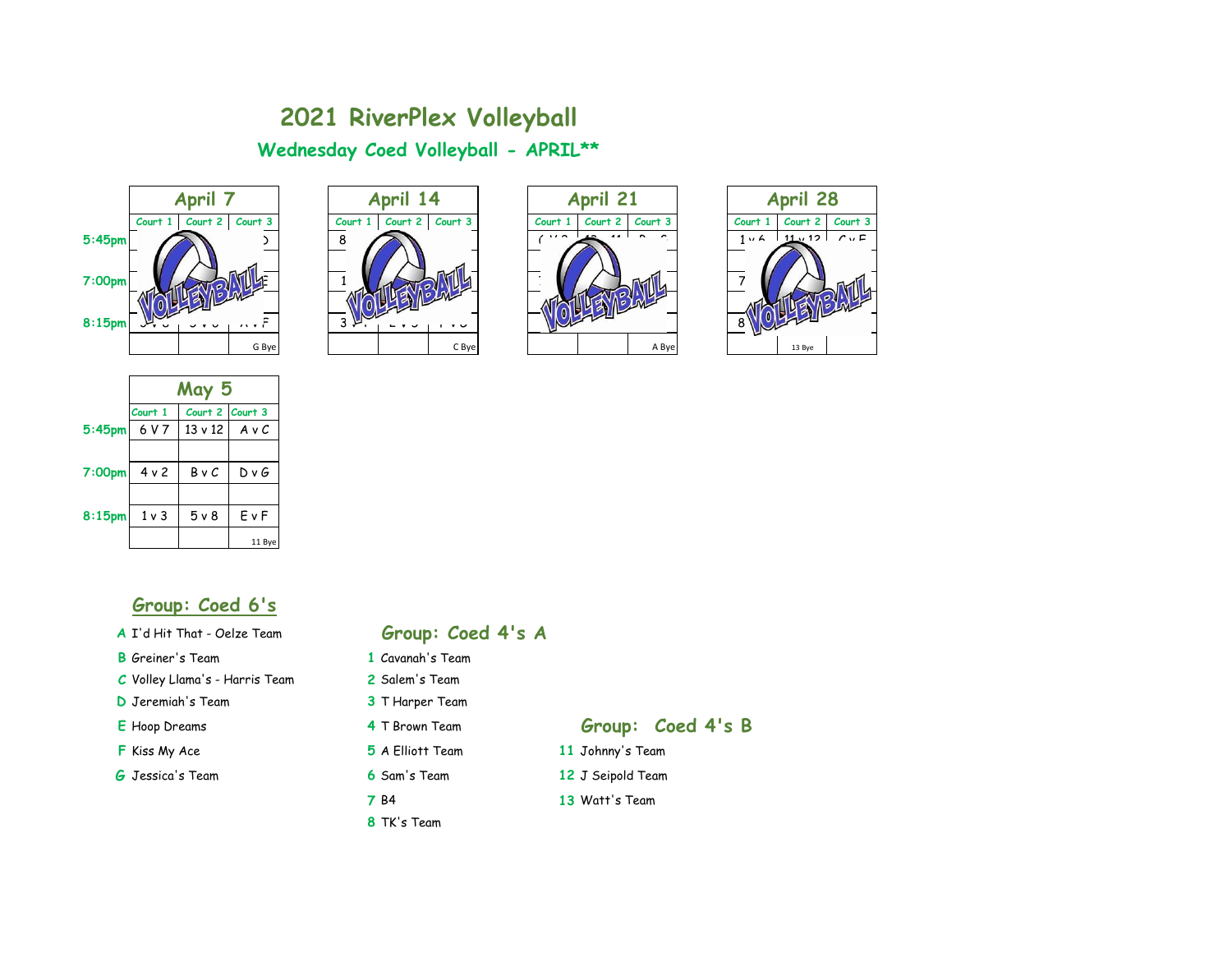# 2021 RiverPlex Volleyball

## Wednesday Coed Volleyball - APRIL**

### April 7

| | Court 1 | Court 2 | Court 3 |
|---|---|---|---|
| 5:45pm | | | D |
| | | | |
| 7:00pm | | | E |
| | | | |
| 8:15pm | | | A v F |
| | | | G Bye |

### April 14

| | Court 1 | Court 2 | Court 3 |
|---|---|---|---|
| 5:45pm | 8 | | |
| | | | |
| 7:00pm | 1 | | |
| | | | |
| 8:15pm | 3 | | |
| | | | C Bye |

### April 21

| | Court 1 | Court 2 | Court 3 |
|---|---|---|---|
| 5:45pm | | | |
| | | | |
| 7:00pm | | | |
| | | | |
| 8:15pm | | | |
| | | | A Bye |

### April 28

| | Court 1 | Court 2 | Court 3 |
|---|---|---|---|
| 5:45pm | 1 v 6 | 11 v 12 | C v F |
| | | | |
| 7:00pm | 7 | | |
| | | | |
| 8:15pm | 8 | | |
| | | 13 Bye | |

### May 5

| | Court 1 | Court 2 | Court 3 |
|---|---|---|---|
| 5:45pm | 6 V 7 | 13 v 12 | A v C |
| | | | |
| 7:00pm | 4 v 2 | B v C | D v G |
| | | | |
| 8:15pm | 1 v 3 | 5 v 8 | E v F |
| | | | 11 Bye |

## Group: Coed 6's

- **A** I'd Hit That - Oelze Team
- **B** Greiner's Team
- **C** Volley Llama's - Harris Team
- **D** Jeremiah's Team
- **E** Hoop Dreams
- **F** Kiss My Ace
- **G** Jessica's Team

## Group: Coed 4's A

- **1** Cavanah's Team
- **2** Salem's Team
- **3** T Harper Team
- **4** T Brown Team
- **5** A Elliott Team
- **6** Sam's Team
- **7** B4
- **8** TK's Team

## Group: Coed 4's B

- **11** Johnny's Team
- **12** J Seipold Team
- **13** Watt's Team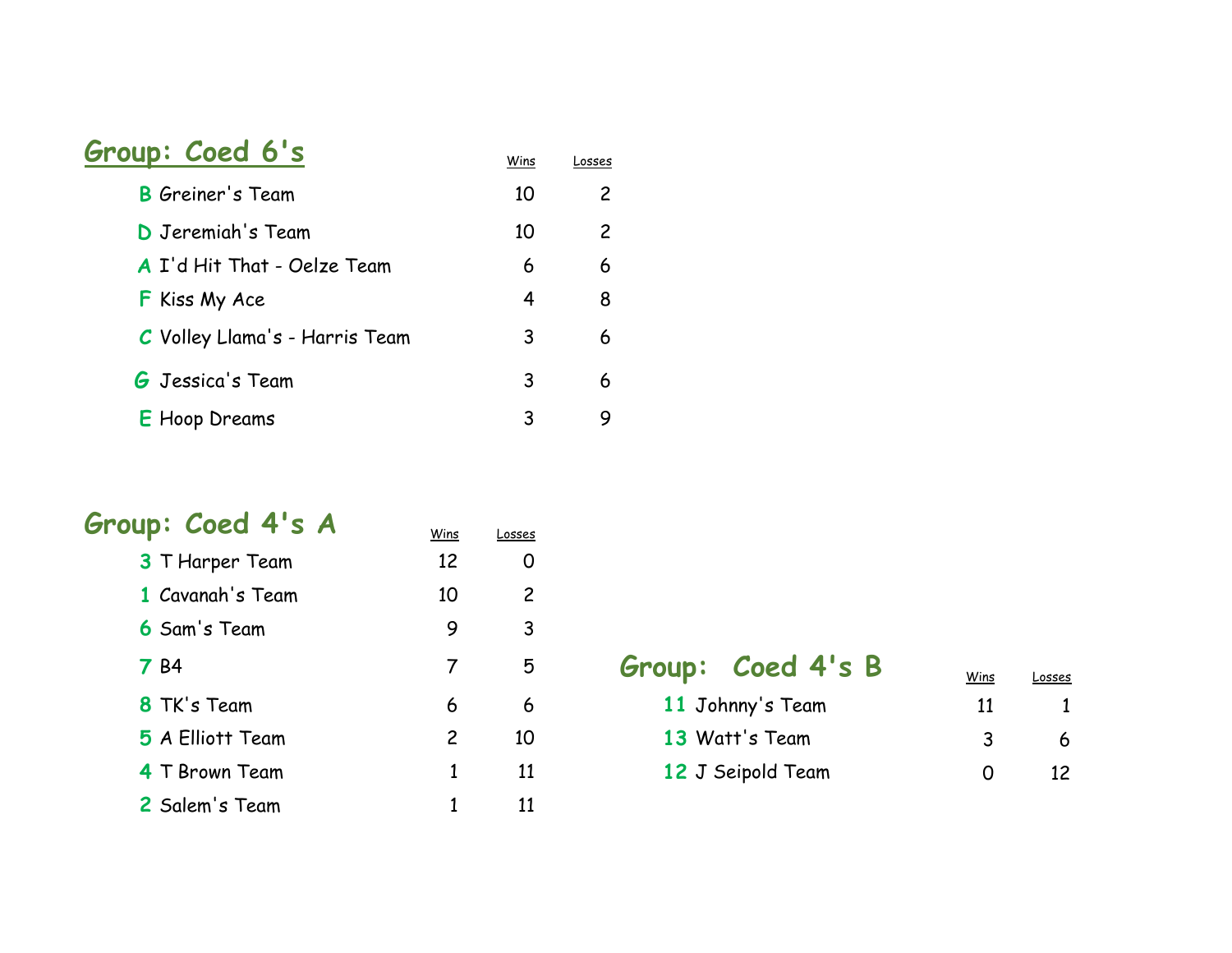## Group: Coed 6's

| | | Wins | Losses |
|---|---|---|---|
| B | Greiner's Team | 10 | 2 |
| D | Jeremiah's Team | 10 | 2 |
| A | I'd Hit That - Oelze Team | 6 | 6 |
| F | Kiss My Ace | 4 | 8 |
| C | Volley Llama's - Harris Team | 3 | 6 |
| G | Jessica's Team | 3 | 6 |
| E | Hoop Dreams | 3 | 9 |

## Group: Coed 4's A

| | | Wins | Losses |
|---|---|---|---|
| 3 | T Harper Team | 12 | 0 |
| 1 | Cavanah's Team | 10 | 2 |
| 6 | Sam's Team | 9 | 3 |
| 7 | B4 | 7 | 5 |
| 8 | TK's Team | 6 | 6 |
| 5 | A Elliott Team | 2 | 10 |
| 4 | T Brown Team | 1 | 11 |
| 2 | Salem's Team | 1 | 11 |

## Group: Coed 4's B

| | | Wins | Losses |
|---|---|---|---|
| 11 | Johnny's Team | 11 | 1 |
| 13 | Watt's Team | 3 | 6 |
| 12 | J Seipold Team | 0 | 12 |